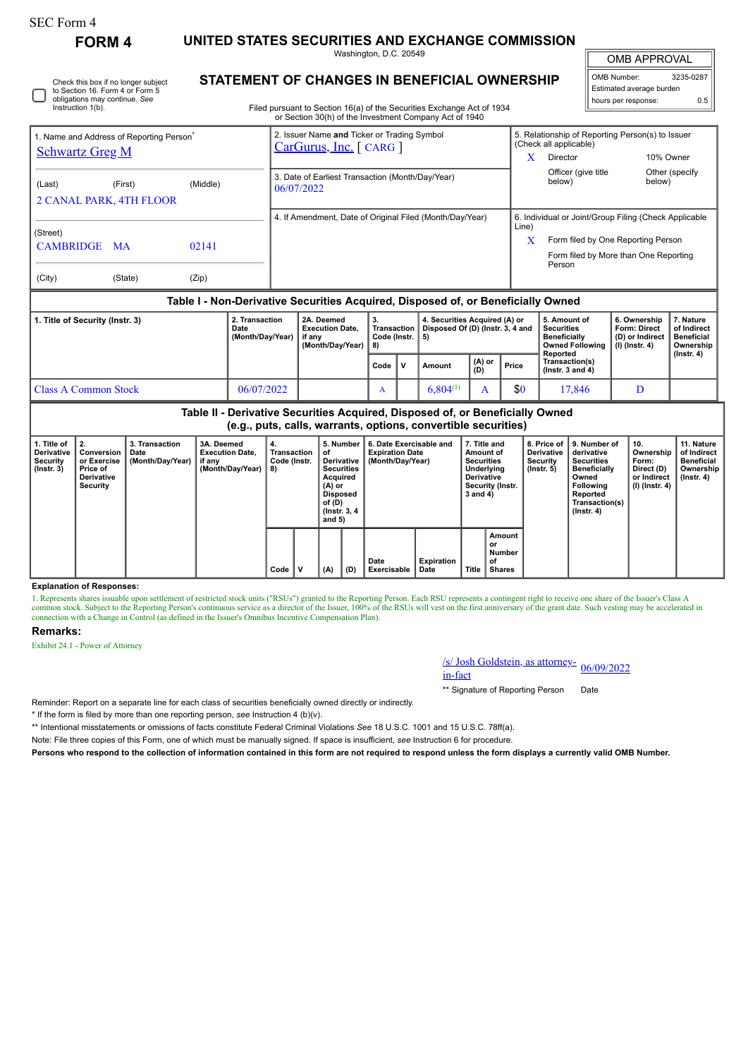SEC Form 4

# FORM 4

## UNITED STATES SECURITIES AND EXCHANGE COMMISSION

Washington, D.C. 20549

## STATEMENT OF CHANGES IN BENEFICIAL OWNERSHIP

Filed pursuant to Section 16(a) of the Securities Exchange Act of 1934 or Section 30(h) of the Investment Company Act of 1940

| OMB APPROVAL | |
|---|---|
| OMB Number: | 3235-0287 |
| Estimated average burden | |
| hours per response: | 0.5 |

☐ Check this box if no longer subject to Section 16. Form 4 or Form 5 obligations may continue. *See* Instruction 1(b).

| 1. Name and Address of Reporting Person* | 2. Issuer Name **and** Ticker or Trading Symbol | 5. Relationship of Reporting Person(s) to Issuer (Check all applicable) |
|---|---|---|
| Schwartz Greg M | CarGurus, Inc. [ CARG ] | X Director; 10% Owner; Officer (give title below); Other (specify below) |
| (Last) (First) (Middle) 2 CANAL PARK, 4TH FLOOR | 3. Date of Earliest Transaction (Month/Day/Year) 06/07/2022 | |
| (Street) CAMBRIDGE MA 02141 | 4. If Amendment, Date of Original Filed (Month/Day/Year) | 6. Individual or Joint/Group Filing (Check Applicable Line) X Form filed by One Reporting Person; Form filed by More than One Reporting Person |
| (City) (State) (Zip) | | |

### Table I - Non-Derivative Securities Acquired, Disposed of, or Beneficially Owned

| 1. Title of Security (Instr. 3) | 2. Transaction Date (Month/Day/Year) | 2A. Deemed Execution Date, if any (Month/Day/Year) | 3. Transaction Code (Instr. 8) | | 4. Securities Acquired (A) or Disposed Of (D) (Instr. 3, 4 and 5) | | | 5. Amount of Securities Beneficially Owned Following Reported Transaction(s) (Instr. 3 and 4) | 6. Ownership Form: Direct (D) or Indirect (I) (Instr. 4) | 7. Nature of Indirect Beneficial Ownership (Instr. 4) |
|---|---|---|---|---|---|---|---|---|---|---|
| | | | Code | V | Amount | (A) or (D) | Price | | | |
| Class A Common Stock | 06/07/2022 | | A | | 6,804[1] | A | $0 | 17,846 | D | |

### Table II - Derivative Securities Acquired, Disposed of, or Beneficially Owned (e.g., puts, calls, warrants, options, convertible securities)

| 1. Title of Derivative Security (Instr. 3) | 2. Conversion or Exercise Price of Derivative Security | 3. Transaction Date (Month/Day/Year) | 3A. Deemed Execution Date, if any (Month/Day/Year) | 4. Transaction Code (Instr. 8) | | 5. Number of Derivative Securities Acquired (A) or Disposed of (D) (Instr. 3, 4 and 5) | | 6. Date Exercisable and Expiration Date (Month/Day/Year) | | 7. Title and Amount of Securities Underlying Derivative Security (Instr. 3 and 4) | | 8. Price of Derivative Security (Instr. 5) | 9. Number of derivative Securities Beneficially Owned Following Reported Transaction(s) (Instr. 4) | 10. Ownership Form: Direct (D) or Indirect (I) (Instr. 4) | 11. Nature of Indirect Beneficial Ownership (Instr. 4) |
|---|---|---|---|---|---|---|---|---|---|---|---|---|---|---|---|
| | | | | Code | V | (A) | (D) | Date Exercisable | Expiration Date | Title | Amount or Number of Shares | | | | |

**Explanation of Responses:**

1. Represents shares issuable upon settlement of restricted stock units ("RSUs") granted to the Reporting Person. Each RSU represents a contingent right to receive one share of the Issuer's Class A common stock. Subject to the Reporting Person's continuous service as a director of the Issuer, 100% of the RSUs will vest on the first anniversary of the grant date. Such vesting may be accelerated in connection with a Change in Control (as defined in the Issuer's Omnibus Incentive Compensation Plan).

**Remarks:**

Exhibit 24.1 - Power of Attorney

/s/ Josh Goldstein, as attorney-in-fact 06/09/2022

** Signature of Reporting Person Date

Reminder: Report on a separate line for each class of securities beneficially owned directly or indirectly.

* If the form is filed by more than one reporting person, *see* Instruction 4 (b)(v).

** Intentional misstatements or omissions of facts constitute Federal Criminal Violations *See* 18 U.S.C. 1001 and 15 U.S.C. 78ff(a).

Note: File three copies of this Form, one of which must be manually signed. If space is insufficient, *see* Instruction 6 for procedure.

**Persons who respond to the collection of information contained in this form are not required to respond unless the form displays a currently valid OMB Number.**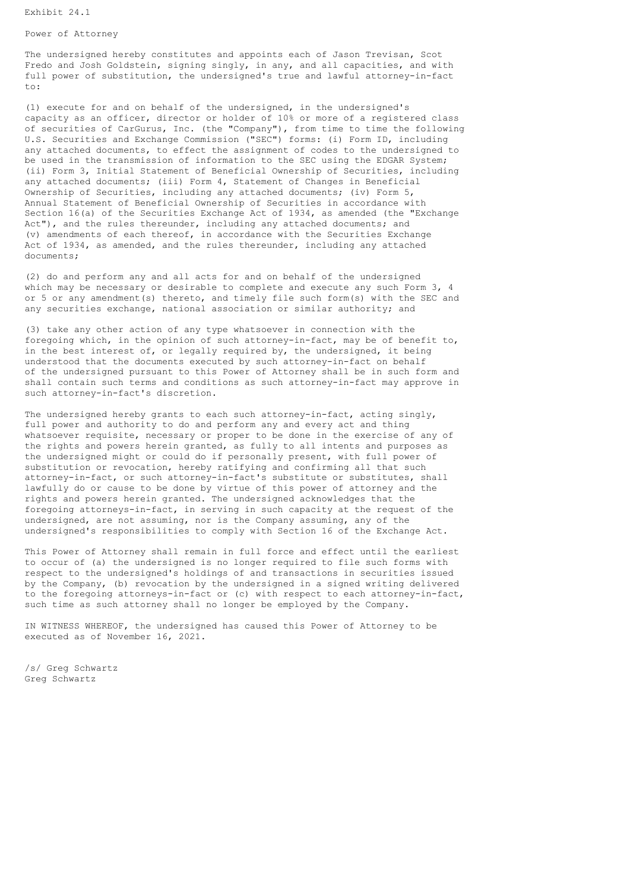Exhibit 24.1

# Power of Attorney

The undersigned hereby constitutes and appoints each of Jason Trevisan, Scot Fredo and Josh Goldstein, signing singly, in any, and all capacities, and with full power of substitution, the undersigned's true and lawful attorney-in-fact to:

(1) execute for and on behalf of the undersigned, in the undersigned's capacity as an officer, director or holder of 10% or more of a registered class of securities of CarGurus, Inc. (the "Company"), from time to time the following U.S. Securities and Exchange Commission ("SEC") forms: (i) Form ID, including any attached documents, to effect the assignment of codes to the undersigned to be used in the transmission of information to the SEC using the EDGAR System; (ii) Form 3, Initial Statement of Beneficial Ownership of Securities, including any attached documents; (iii) Form 4, Statement of Changes in Beneficial Ownership of Securities, including any attached documents; (iv) Form 5, Annual Statement of Beneficial Ownership of Securities in accordance with Section 16(a) of the Securities Exchange Act of 1934, as amended (the "Exchange Act"), and the rules thereunder, including any attached documents; and (v) amendments of each thereof, in accordance with the Securities Exchange Act of 1934, as amended, and the rules thereunder, including any attached documents;

(2) do and perform any and all acts for and on behalf of the undersigned which may be necessary or desirable to complete and execute any such Form 3, 4 or 5 or any amendment(s) thereto, and timely file such form(s) with the SEC and any securities exchange, national association or similar authority; and

(3) take any other action of any type whatsoever in connection with the foregoing which, in the opinion of such attorney-in-fact, may be of benefit to, in the best interest of, or legally required by, the undersigned, it being understood that the documents executed by such attorney-in-fact on behalf of the undersigned pursuant to this Power of Attorney shall be in such form and shall contain such terms and conditions as such attorney-in-fact may approve in such attorney-in-fact's discretion.

The undersigned hereby grants to each such attorney-in-fact, acting singly, full power and authority to do and perform any and every act and thing whatsoever requisite, necessary or proper to be done in the exercise of any of the rights and powers herein granted, as fully to all intents and purposes as the undersigned might or could do if personally present, with full power of substitution or revocation, hereby ratifying and confirming all that such attorney-in-fact, or such attorney-in-fact's substitute or substitutes, shall lawfully do or cause to be done by virtue of this power of attorney and the rights and powers herein granted. The undersigned acknowledges that the foregoing attorneys-in-fact, in serving in such capacity at the request of the undersigned, are not assuming, nor is the Company assuming, any of the undersigned's responsibilities to comply with Section 16 of the Exchange Act.

This Power of Attorney shall remain in full force and effect until the earliest to occur of (a) the undersigned is no longer required to file such forms with respect to the undersigned's holdings of and transactions in securities issued by the Company, (b) revocation by the undersigned in a signed writing delivered to the foregoing attorneys-in-fact or (c) with respect to each attorney-in-fact, such time as such attorney shall no longer be employed by the Company.

IN WITNESS WHEREOF, the undersigned has caused this Power of Attorney to be executed as of November 16, 2021.

/s/ Greg Schwartz
Greg Schwartz